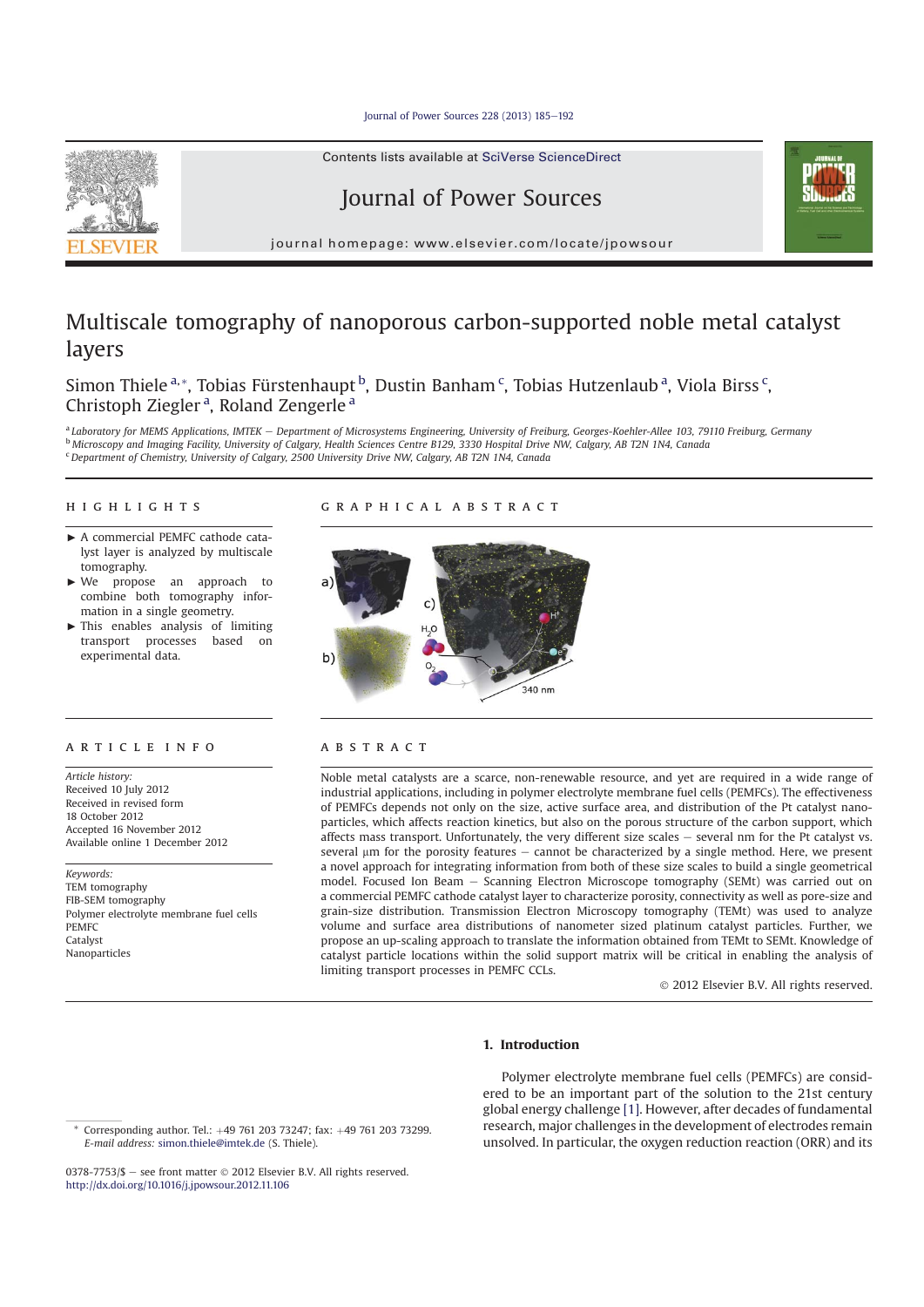# Multiscale tomography of nanoporous carbon-supported noble metal catalyst layers

Simon Thiele [a,*], Tobias Fürstenhaupt [b], Dustin Banham [c], Tobias Hutzenlaub [a], Viola Birss [c], Christoph Ziegler [a], Roland Zengerle [a]

[a] Laboratory for MEMS Applications, IMTEK – Department of Microsystems Engineering, University of Freiburg, Georges-Koehler-Allee 103, 79110 Freiburg, Germany
[b] Microscopy and Imaging Facility, University of Calgary, Health Sciences Centre B129, 3330 Hospital Drive NW, Calgary, AB T2N 1N4, Canada
[c] Department of Chemistry, University of Calgary, 2500 University Drive NW, Calgary, AB T2N 1N4, Canada

## HIGHLIGHTS

- A commercial PEMFC cathode catalyst layer is analyzed by multiscale tomography.
- We propose an approach to combine both tomography information in a single geometry.
- This enables analysis of limiting transport processes based on experimental data.

## GRAPHICAL ABSTRACT

## ARTICLE INFO

*Article history:*
Received 10 July 2012
Received in revised form 18 October 2012
Accepted 16 November 2012
Available online 1 December 2012

*Keywords:*
TEM tomography
FIB-SEM tomography
Polymer electrolyte membrane fuel cells
PEMFC
Catalyst
Nanoparticles

## ABSTRACT

Noble metal catalysts are a scarce, non-renewable resource, and yet are required in a wide range of industrial applications, including in polymer electrolyte membrane fuel cells (PEMFCs). The effectiveness of PEMFCs depends not only on the size, active surface area, and distribution of the Pt catalyst nanoparticles, which affects reaction kinetics, but also on the porous structure of the carbon support, which affects mass transport. Unfortunately, the very different size scales – several nm for the Pt catalyst vs. several μm for the porosity features – cannot be characterized by a single method. Here, we present a novel approach for integrating information from both of these size scales to build a single geometrical model. Focused Ion Beam – Scanning Electron Microscope tomography (SEMt) was carried out on a commercial PEMFC cathode catalyst layer to characterize porosity, connectivity as well as pore-size and grain-size distribution. Transmission Electron Microscopy tomography (TEMt) was used to analyze volume and surface area distributions of nanometer sized platinum catalyst particles. Further, we propose an up-scaling approach to translate the information obtained from TEMt to SEMt. Knowledge of catalyst particle locations within the solid support matrix will be critical in enabling the analysis of limiting transport processes in PEMFC CCLs.

© 2012 Elsevier B.V. All rights reserved.

## 1. Introduction

Polymer electrolyte membrane fuel cells (PEMFCs) are considered to be an important part of the solution to the 21st century global energy challenge [1]. However, after decades of fundamental research, major challenges in the development of electrodes remain unsolved. In particular, the oxygen reduction reaction (ORR) and its

\* Corresponding author. Tel.: +49 761 203 73247; fax: +49 761 203 73299. *E-mail address:* simon.thiele@imtek.de (S. Thiele).

0378-7753/$ – see front matter © 2012 Elsevier B.V. All rights reserved.
http://dx.doi.org/10.1016/j.jpowsour.2012.11.106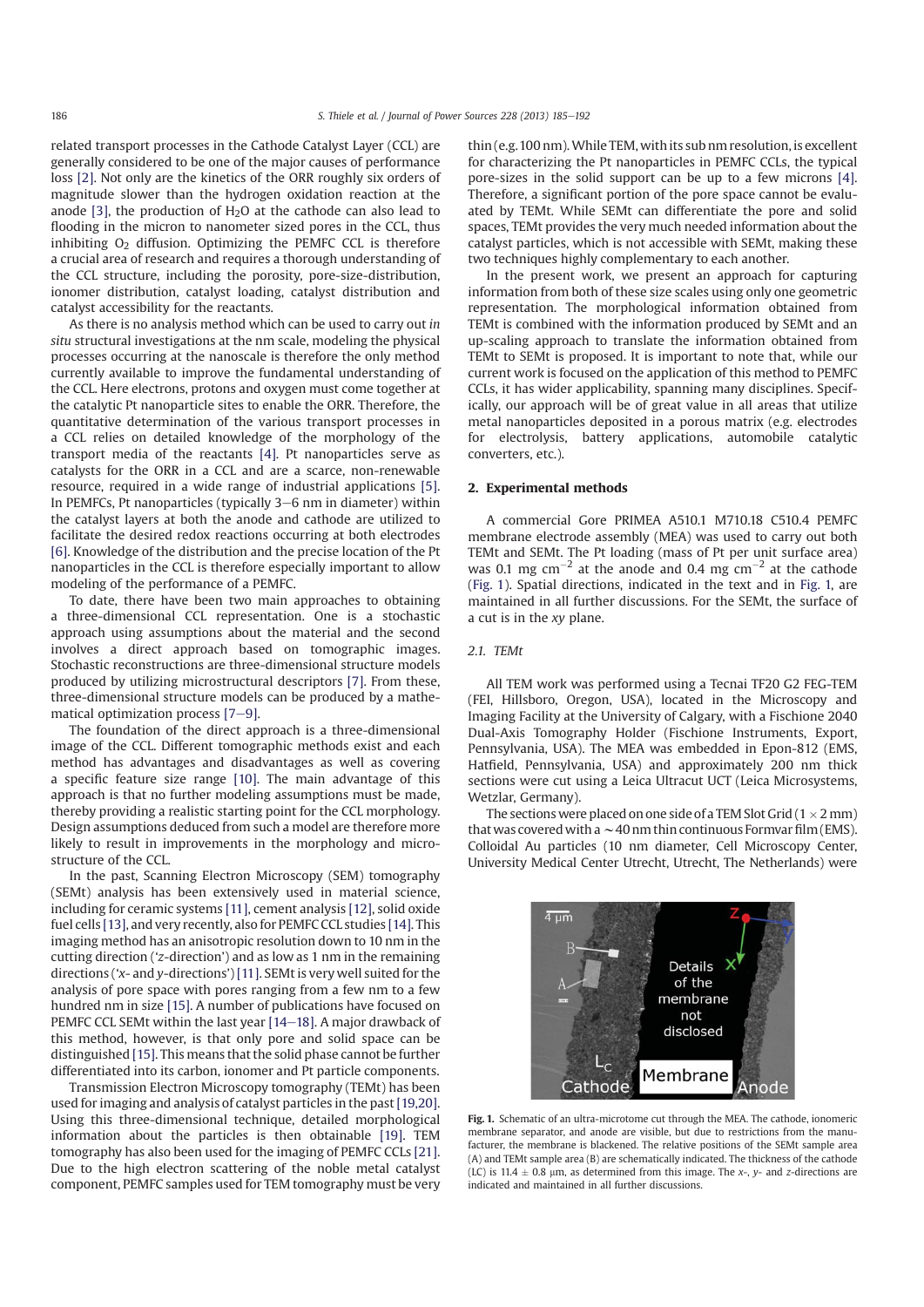related transport processes in the Cathode Catalyst Layer (CCL) are generally considered to be one of the major causes of performance loss [2]. Not only are the kinetics of the ORR roughly six orders of magnitude slower than the hydrogen oxidation reaction at the anode [3], the production of $H_2O$ at the cathode can also lead to flooding in the micron to nanometer sized pores in the CCL, thus inhibiting $O_2$ diffusion. Optimizing the PEMFC CCL is therefore a crucial area of research and requires a thorough understanding of the CCL structure, including the porosity, pore-size-distribution, ionomer distribution, catalyst loading, catalyst distribution and catalyst accessibility for the reactants.

As there is no analysis method which can be used to carry out *in situ* structural investigations at the nm scale, modeling the physical processes occurring at the nanoscale is therefore the only method currently available to improve the fundamental understanding of the CCL. Here electrons, protons and oxygen must come together at the catalytic Pt nanoparticle sites to enable the ORR. Therefore, the quantitative determination of the various transport processes in a CCL relies on detailed knowledge of the morphology of the transport media of the reactants [4]. Pt nanoparticles serve as catalysts for the ORR in a CCL and are a scarce, non-renewable resource, required in a wide range of industrial applications [5]. In PEMFCs, Pt nanoparticles (typically 3–6 nm in diameter) within the catalyst layers at both the anode and cathode are utilized to facilitate the desired redox reactions occurring at both electrodes [6]. Knowledge of the distribution and the precise location of the Pt nanoparticles in the CCL is therefore especially important to allow modeling of the performance of a PEMFC.

To date, there have been two main approaches to obtaining a three-dimensional CCL representation. One is a stochastic approach using assumptions about the material and the second involves a direct approach based on tomographic images. Stochastic reconstructions are three-dimensional structure models produced by utilizing microstructural descriptors [7]. From these, three-dimensional structure models can be produced by a mathematical optimization process [7–9].

The foundation of the direct approach is a three-dimensional image of the CCL. Different tomographic methods exist and each method has advantages and disadvantages as well as covering a specific feature size range [10]. The main advantage of this approach is that no further modeling assumptions must be made, thereby providing a realistic starting point for the CCL morphology. Design assumptions deduced from such a model are therefore more likely to result in improvements in the morphology and microstructure of the CCL.

In the past, Scanning Electron Microscopy (SEM) tomography (SEMt) analysis has been extensively used in material science, including for ceramic systems [11], cement analysis [12], solid oxide fuel cells [13], and very recently, also for PEMFC CCL studies [14]. This imaging method has an anisotropic resolution down to 10 nm in the cutting direction ('z-direction') and as low as 1 nm in the remaining directions ('x- and y-directions') [11]. SEMt is very well suited for the analysis of pore space with pores ranging from a few nm to a few hundred nm in size [15]. A number of publications have focused on PEMFC CCL SEMt within the last year [14–18]. A major drawback of this method, however, is that only pore and solid space can be distinguished [15]. This means that the solid phase cannot be further differentiated into its carbon, ionomer and Pt particle components.

Transmission Electron Microscopy tomography (TEMt) has been used for imaging and analysis of catalyst particles in the past [19,20]. Using this three-dimensional technique, detailed morphological information about the particles is then obtainable [19]. TEM tomography has also been used for the imaging of PEMFC CCLs [21]. Due to the high electron scattering of the noble metal catalyst component, PEMFC samples used for TEM tomography must be very thin (e.g. 100 nm). While TEM, with its sub nm resolution, is excellent for characterizing the Pt nanoparticles in PEMFC CCLs, the typical pore-sizes in the solid support can be up to a few microns [4]. Therefore, a significant portion of the pore space cannot be evaluated by TEMt. While SEMt can differentiate the pore and solid spaces, TEMt provides the very much needed information about the catalyst particles, which is not accessible with SEMt, making these two techniques highly complementary to each another.

In the present work, we present an approach for capturing information from both of these size scales using only one geometric representation. The morphological information obtained from TEMt is combined with the information produced by SEMt and an up-scaling approach to translate the information obtained from TEMt to SEMt is proposed. It is important to note that, while our current work is focused on the application of this method to PEMFC CCLs, it has wider applicability, spanning many disciplines. Specifically, our approach will be of great value in all areas that utilize metal nanoparticles deposited in a porous matrix (e.g. electrodes for electrolysis, battery applications, automobile catalytic converters, etc.).

## 2. Experimental methods

A commercial Gore PRIMEA A510.1 M710.18 C510.4 PEMFC membrane electrode assembly (MEA) was used to carry out both TEMt and SEMt. The Pt loading (mass of Pt per unit surface area) was 0.1 mg cm$^{-2}$ at the anode and 0.4 mg cm$^{-2}$ at the cathode (Fig. 1). Spatial directions, indicated in the text and in Fig. 1, are maintained in all further discussions. For the SEMt, the surface of a cut is in the *xy* plane.

### 2.1. TEMt

All TEM work was performed using a Tecnai TF20 G2 FEG-TEM (FEI, Hillsboro, Oregon, USA), located in the Microscopy and Imaging Facility at the University of Calgary, with a Fischione 2040 Dual-Axis Tomography Holder (Fischione Instruments, Export, Pennsylvania, USA). The MEA was embedded in Epon-812 (EMS, Hatfield, Pennsylvania, USA) and approximately 200 nm thick sections were cut using a Leica Ultracut UCT (Leica Microsystems, Wetzlar, Germany).

The sections were placed on one side of a TEM Slot Grid (1 × 2 mm) that was covered with a ~40 nm thin continuous Formvar film (EMS). Colloidal Au particles (10 nm diameter, Cell Microscopy Center, University Medical Center Utrecht, Utrecht, The Netherlands) were

**Fig. 1.** Schematic of an ultra-microtome cut through the MEA. The cathode, ionomeric membrane separator, and anode are visible, but due to restrictions from the manufacturer, the membrane is blackened. The relative positions of the SEMt sample area (A) and TEMt sample area (B) are schematically indicated. The thickness of the cathode (LC) is 11.4 ± 0.8 μm, as determined from this image. The *x*-, *y*- and *z*-directions are indicated and maintained in all further discussions.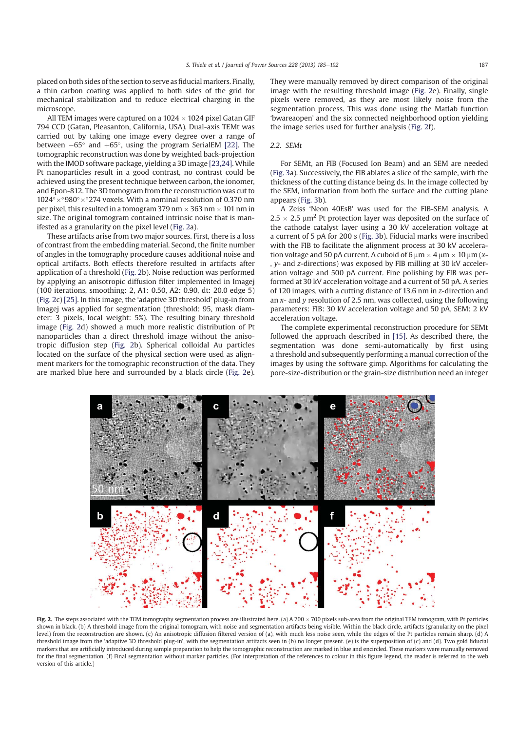placed on both sides of the section to serve as fiducial markers. Finally, a thin carbon coating was applied to both sides of the grid for mechanical stabilization and to reduce electrical charging in the microscope.

All TEM images were captured on a 1024 × 1024 pixel Gatan GIF 794 CCD (Gatan, Pleasanton, California, USA). Dual-axis TEMt was carried out by taking one image every degree over a range of between −65° and +65°, using the program SerialEM [22]. The tomographic reconstruction was done by weighted back-projection with the IMOD software package, yielding a 3D image [23,24]. While Pt nanoparticles result in a good contrast, no contrast could be achieved using the present technique between carbon, the ionomer, and Epon-812. The 3D tomogram from the reconstruction was cut to 1024° × °980° × °274 voxels. With a nominal resolution of 0.370 nm per pixel, this resulted in a tomogram 379 nm × 363 nm × 101 nm in size. The original tomogram contained intrinsic noise that is manifested as a granularity on the pixel level (Fig. 2a).

These artifacts arise from two major sources. First, there is a loss of contrast from the embedding material. Second, the finite number of angles in the tomography procedure causes additional noise and optical artifacts. Both effects therefore resulted in artifacts after application of a threshold (Fig. 2b). Noise reduction was performed by applying an anisotropic diffusion filter implemented in Imagej (100 iterations, smoothing: 2, A1: 0.50, A2: 0.90, dt: 20.0 edge 5) (Fig. 2c) [25]. In this image, the 'adaptive 3D threshold' plug-in from Imagej was applied for segmentation (threshold: 95, mask diameter: 3 pixels, local weight: 5%). The resulting binary threshold image (Fig. 2d) showed a much more realistic distribution of Pt nanoparticles than a direct threshold image without the anisotropic diffusion step (Fig. 2b). Spherical colloidal Au particles located on the surface of the physical section were used as alignment markers for the tomographic reconstruction of the data. They are marked blue here and surrounded by a black circle (Fig. 2e). They were manually removed by direct comparison of the original image with the resulting threshold image (Fig. 2e). Finally, single pixels were removed, as they are most likely noise from the segmentation process. This was done using the Matlab function 'bwareaopen' and the six connected neighborhood option yielding the image series used for further analysis (Fig. 2f).

### 2.2. SEMt

For SEMt, an FIB (Focused Ion Beam) and an SEM are needed (Fig. 3a). Successively, the FIB ablates a slice of the sample, with the thickness of the cutting distance being ds. In the image collected by the SEM, information from both the surface and the cutting plane appears (Fig. 3b).

A Zeiss 'Neon 40EsB' was used for the FIB-SEM analysis. A 2.5 × 2.5 $\mu m^2$ Pt protection layer was deposited on the surface of the cathode catalyst layer using a 30 kV acceleration voltage at a current of 5 pA for 200 s (Fig. 3b). Fiducial marks were inscribed with the FIB to facilitate the alignment process at 30 kV acceleration voltage and 50 pA current. A cuboid of 6 μm × 4 μm × 10 μm (*x*-, *y*- and *z*-directions) was exposed by FIB milling at 30 kV acceleration voltage and 500 pA current. Fine polishing by FIB was performed at 30 kV acceleration voltage and a current of 50 pA. A series of 120 images, with a cutting distance of 13.6 nm in *z*-direction and an *x*- and *y* resolution of 2.5 nm, was collected, using the following parameters: FIB: 30 kV acceleration voltage and 50 pA, SEM: 2 kV acceleration voltage.

The complete experimental reconstruction procedure for SEMt followed the approach described in [15]. As described there, the segmentation was done semi-automatically by first using a threshold and subsequently performing a manual correction of the images by using the software gimp. Algorithms for calculating the pore-size-distribution or the grain-size distribution need an integer

**Fig. 2.** The steps associated with the TEM tomography segmentation process are illustrated here. (a) A 700 × 700 pixels sub-area from the original TEM tomogram, with Pt particles shown in black. (b) A threshold image from the original tomogram, with noise and segmentation artifacts being visible. Within the black circle, artifacts (granularity on the pixel level) from the reconstruction are shown. (c) An anisotropic diffusion filtered version of (a), with much less noise seen, while the edges of the Pt particles remain sharp. (d) A threshold image from the 'adaptive 3D threshold plug-in', with the segmentation artifacts seen in (b) no longer present. (e) is the superposition of (c) and (d). Two gold fiducial markers that are artificially introduced during sample preparation to help the tomographic reconstruction are marked in blue and encircled. These markers were manually removed for the final segmentation. (f) Final segmentation without marker particles. (For interpretation of the references to colour in this figure legend, the reader is referred to the web version of this article.)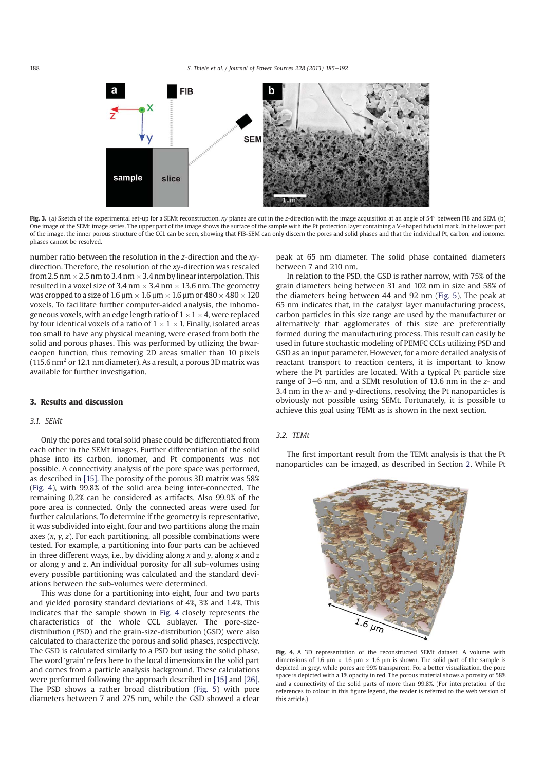Fig. 3. (a) Sketch of the experimental set-up for a SEMt reconstruction. *xy* planes are cut in the *z*-direction with the image acquisition at an angle of 54° between FIB and SEM. (b) One image of the SEMt image series. The upper part of the image shows the surface of the sample with the Pt protection layer containing a V-shaped fiducial mark. In the lower part of the image, the inner porous structure of the CCL can be seen, showing that FIB-SEM can only discern the pores and solid phases and that the individual Pt, carbon, and ionomer phases cannot be resolved.

number ratio between the resolution in the *z*-direction and the *xy*-direction. Therefore, the resolution of the *xy*-direction was rescaled from 2.5 nm × 2.5 nm to 3.4 nm × 3.4 nm by linear interpolation. This resulted in a voxel size of 3.4 nm × 3.4 nm × 13.6 nm. The geometry was cropped to a size of 1.6 µm × 1.6 µm × 1.6 µm or 480 × 480 × 120 voxels. To facilitate further computer-aided analysis, the inhomogeneous voxels, with an edge length ratio of 1 × 1 × 4, were replaced by four identical voxels of a ratio of 1 × 1 × 1. Finally, isolated areas too small to have any physical meaning, were erased from both the solid and porous phases. This was performed by utilizing the bwareaopen function, thus removing 2D areas smaller than 10 pixels (115.6 nm$^2$ or 12.1 nm diameter). As a result, a porous 3D matrix was available for further investigation.

## 3. Results and discussion

### 3.1. SEMt

Only the pores and total solid phase could be differentiated from each other in the SEMt images. Further differentiation of the solid phase into its carbon, ionomer, and Pt components was not possible. A connectivity analysis of the pore space was performed, as described in [15]. The porosity of the porous 3D matrix was 58% (Fig. 4), with 99.8% of the solid area being inter-connected. The remaining 0.2% can be considered as artifacts. Also 99.9% of the pore area is connected. Only the connected areas were used for further calculations. To determine if the geometry is representative, it was subdivided into eight, four and two partitions along the main axes (*x*, *y*, *z*). For each partitioning, all possible combinations were tested. For example, a partitioning into four parts can be achieved in three different ways, i.e., by dividing along *x* and *y*, along *x* and *z* or along *y* and *z*. An individual porosity for all sub-volumes using every possible partitioning was calculated and the standard deviations between the sub-volumes were determined.

This was done for a partitioning into eight, four and two parts and yielded porosity standard deviations of 4%, 3% and 1.4%. This indicates that the sample shown in Fig. 4 closely represents the characteristics of the whole CCL sublayer. The pore-size-distribution (PSD) and the grain-size-distribution (GSD) were also calculated to characterize the porous and solid phases, respectively. The GSD is calculated similarly to a PSD but using the solid phase. The word 'grain' refers here to the local dimensions in the solid part and comes from a particle analysis background. These calculations were performed following the approach described in [15] and [26]. The PSD shows a rather broad distribution (Fig. 5) with pore diameters between 7 and 275 nm, while the GSD showed a clear peak at 65 nm diameter. The solid phase contained diameters between 7 and 210 nm.

In relation to the PSD, the GSD is rather narrow, with 75% of the grain diameters being between 31 and 102 nm in size and 58% of the diameters being between 44 and 92 nm (Fig. 5). The peak at 65 nm indicates that, in the catalyst layer manufacturing process, carbon particles in this size range are used by the manufacturer or alternatively that agglomerates of this size are preferentially formed during the manufacturing process. This result can easily be used in future stochastic modeling of PEMFC CCLs utilizing PSD and GSD as an input parameter. However, for a more detailed analysis of reactant transport to reaction centers, it is important to know where the Pt particles are located. With a typical Pt particle size range of 3–6 nm, and a SEMt resolution of 13.6 nm in the *z*- and 3.4 nm in the *x*- and *y*-directions, resolving the Pt nanoparticles is obviously not possible using SEMt. Fortunately, it is possible to achieve this goal using TEMt as is shown in the next section.

### 3.2. TEMt

The first important result from the TEMt analysis is that the Pt nanoparticles can be imaged, as described in Section 2. While Pt

Fig. 4. A 3D representation of the reconstructed SEMt dataset. A volume with dimensions of 1.6 µm × 1.6 µm × 1.6 µm is shown. The solid part of the sample is depicted in grey, while pores are 99% transparent. For a better visualization, the pore space is depicted with a 1% opacity in red. The porous material shows a porosity of 58% and a connectivity of the solid parts of more than 99.8%. (For interpretation of the references to colour in this figure legend, the reader is referred to the web version of this article.)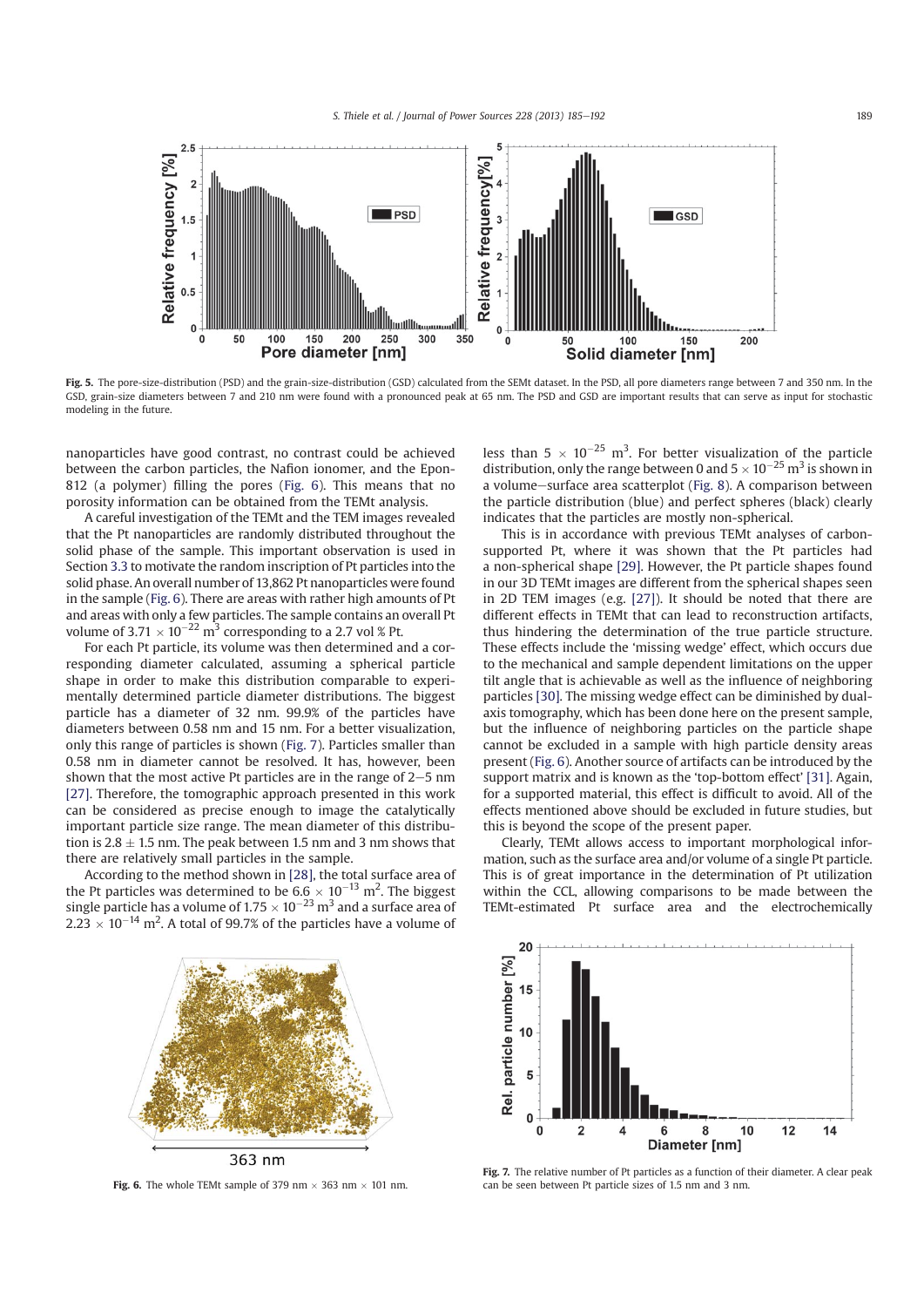Fig. 5. The pore-size-distribution (PSD) and the grain-size-distribution (GSD) calculated from the SEMt dataset. In the PSD, all pore diameters range between 7 and 350 nm. In the GSD, grain-size diameters between 7 and 210 nm were found with a pronounced peak at 65 nm. The PSD and GSD are important results that can serve as input for stochastic modeling in the future.

nanoparticles have good contrast, no contrast could be achieved between the carbon particles, the Nafion ionomer, and the Epon-812 (a polymer) filling the pores (Fig. 6). This means that no porosity information can be obtained from the TEMt analysis.

A careful investigation of the TEMt and the TEM images revealed that the Pt nanoparticles are randomly distributed throughout the solid phase of the sample. This important observation is used in Section 3.3 to motivate the random inscription of Pt particles into the solid phase. An overall number of 13,862 Pt nanoparticles were found in the sample (Fig. 6). There are areas with rather high amounts of Pt and areas with only a few particles. The sample contains an overall Pt volume of $3.71 \times 10^{-22}$ m$^3$ corresponding to a 2.7 vol % Pt.

For each Pt particle, its volume was then determined and a corresponding diameter calculated, assuming a spherical particle shape in order to make this distribution comparable to experimentally determined particle diameter distributions. The biggest particle has a diameter of 32 nm. 99.9% of the particles have diameters between 0.58 nm and 15 nm. For a better visualization, only this range of particles is shown (Fig. 7). Particles smaller than 0.58 nm in diameter cannot be resolved. It has, however, been shown that the most active Pt particles are in the range of 2–5 nm [27]. Therefore, the tomographic approach presented in this work can be considered as precise enough to image the catalytically important particle size range. The mean diameter of this distribution is $2.8 \pm 1.5$ nm. The peak between 1.5 nm and 3 nm shows that there are relatively small particles in the sample.

According to the method shown in [28], the total surface area of the Pt particles was determined to be $6.6 \times 10^{-13}$ m$^2$. The biggest single particle has a volume of $1.75 \times 10^{-23}$ m$^3$ and a surface area of $2.23 \times 10^{-14}$ m$^2$. A total of 99.7% of the particles have a volume of less than $5 \times 10^{-25}$ m$^3$. For better visualization of the particle distribution, only the range between 0 and $5 \times 10^{-25}$ m$^3$ is shown in a volume–surface area scatterplot (Fig. 8). A comparison between the particle distribution (blue) and perfect spheres (black) clearly indicates that the particles are mostly non-spherical.

This is in accordance with previous TEMt analyses of carbon-supported Pt, where it was shown that the Pt particles had a non-spherical shape [29]. However, the Pt particle shapes found in our 3D TEMt images are different from the spherical shapes seen in 2D TEM images (e.g. [27]). It should be noted that there are different effects in TEMt that can lead to reconstruction artifacts, thus hindering the determination of the true particle structure. These effects include the 'missing wedge' effect, which occurs due to the mechanical and sample dependent limitations on the upper tilt angle that is achievable as well as the influence of neighboring particles [30]. The missing wedge effect can be diminished by dual-axis tomography, which has been done here on the present sample, but the influence of neighboring particles on the particle shape cannot be excluded in a sample with high particle density areas present (Fig. 6). Another source of artifacts can be introduced by the support matrix and is known as the 'top-bottom effect' [31]. Again, for a supported material, this effect is difficult to avoid. All of the effects mentioned above should be excluded in future studies, but this is beyond the scope of the present paper.

Clearly, TEMt allows access to important morphological information, such as the surface area and/or volume of a single Pt particle. This is of great importance in the determination of Pt utilization within the CCL, allowing comparisons to be made between the TEMt-estimated Pt surface area and the electrochemically

Fig. 6. The whole TEMt sample of 379 nm × 363 nm × 101 nm.

Fig. 7. The relative number of Pt particles as a function of their diameter. A clear peak can be seen between Pt particle sizes of 1.5 nm and 3 nm.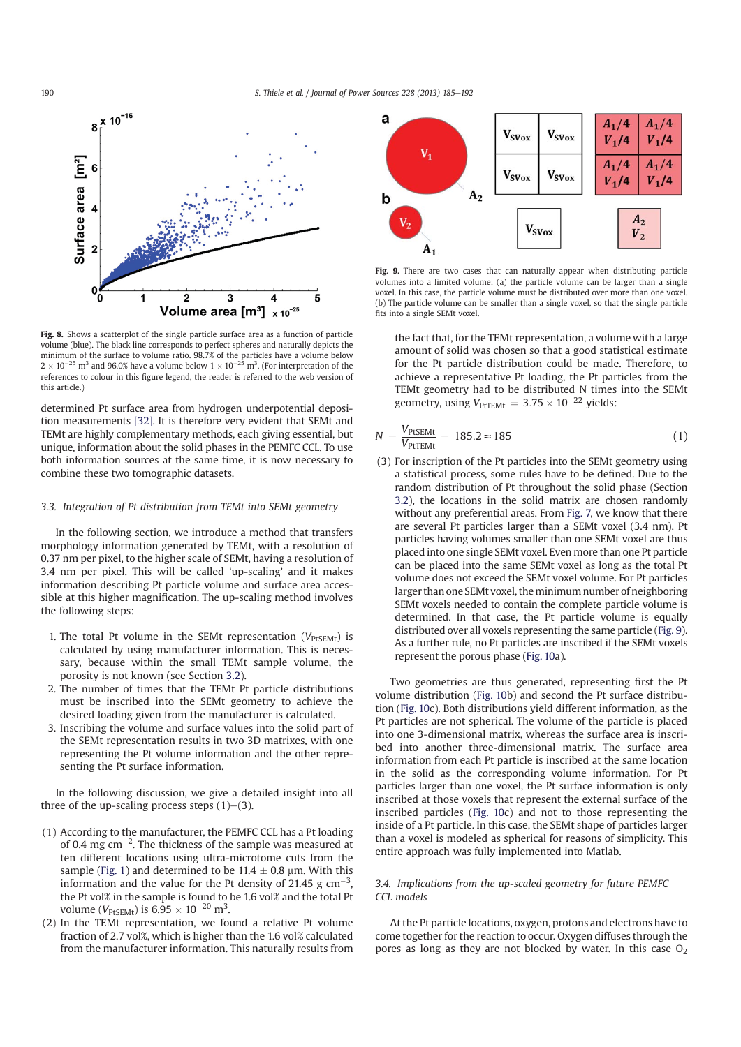Fig. 8. Shows a scatterplot of the single particle surface area as a function of particle volume (blue). The black line corresponds to perfect spheres and naturally depicts the minimum of the surface to volume ratio. 98.7% of the particles have a volume below $2 \times 10^{-25}$ m$^3$ and 96.0% have a volume below $1 \times 10^{-25}$ m$^3$. (For interpretation of the references to colour in this figure legend, the reader is referred to the web version of this article.)

determined Pt surface area from hydrogen underpotential deposition measurements [32]. It is therefore very evident that SEMt and TEMt are highly complementary methods, each giving essential, but unique, information about the solid phases in the PEMFC CCL. To use both information sources at the same time, it is now necessary to combine these two tomographic datasets.

### 3.3. Integration of Pt distribution from TEMt into SEMt geometry

In the following section, we introduce a method that transfers morphology information generated by TEMt, with a resolution of 0.37 nm per pixel, to the higher scale of SEMt, having a resolution of 3.4 nm per pixel. This will be called 'up-scaling' and it makes information describing Pt particle volume and surface area accessible at this higher magnification. The up-scaling method involves the following steps:

1. The total Pt volume in the SEMt representation ($V_{PtSEMt}$) is calculated by using manufacturer information. This is necessary, because within the small TEMt sample volume, the porosity is not known (see Section 3.2).
2. The number of times that the TEMt Pt particle distributions must be inscribed into the SEMt geometry to achieve the desired loading given from the manufacturer is calculated.
3. Inscribing the volume and surface values into the solid part of the SEMt representation results in two 3D matrixes, with one representing the Pt volume information and the other representing the Pt surface information.

In the following discussion, we give a detailed insight into all three of the up-scaling process steps (1)–(3).

(1) According to the manufacturer, the PEMFC CCL has a Pt loading of 0.4 mg cm$^{-2}$. The thickness of the sample was measured at ten different locations using ultra-microtome cuts from the sample (Fig. 1) and determined to be 11.4 ± 0.8 μm. With this information and the value for the Pt density of 21.45 g cm$^{-3}$, the Pt vol% in the sample is found to be 1.6 vol% and the total Pt volume ($V_{PtSEMt}$) is $6.95 \times 10^{-20}$ m$^3$.

(2) In the TEMt representation, we found a relative Pt volume fraction of 2.7 vol%, which is higher than the 1.6 vol% calculated from the manufacturer information. This naturally results from the fact that, for the TEMt representation, a volume with a large amount of solid was chosen so that a good statistical estimate for the Pt particle distribution could be made. Therefore, to achieve a representative Pt loading, the Pt particles from the TEMt geometry had to be distributed N times into the SEMt geometry, using $V_{PtTEMt} = 3.75 \times 10^{-22}$ yields:

$$N = \frac{V_{PtSEMt}}{V_{PtTEMt}} = 185.2 \approx 185 \tag{1}$$

(3) For inscription of the Pt particles into the SEMt geometry using a statistical process, some rules have to be defined. Due to the random distribution of Pt throughout the solid phase (Section 3.2), the locations in the solid matrix are chosen randomly without any preferential areas. From Fig. 7, we know that there are several Pt particles larger than a SEMt voxel (3.4 nm). Pt particles having volumes smaller than one SEMt voxel are thus placed into one single SEMt voxel. Even more than one Pt particle can be placed into the same SEMt voxel as long as the total Pt volume does not exceed the SEMt voxel volume. For Pt particles larger than one SEMt voxel, the minimum number of neighboring SEMt voxels needed to contain the complete particle volume is determined. In that case, the Pt particle volume is equally distributed over all voxels representing the same particle (Fig. 9). As a further rule, no Pt particles are inscribed if the SEMt voxels represent the porous phase (Fig. 10a).

Fig. 9. There are two cases that can naturally appear when distributing particle volumes into a limited volume: (a) the particle volume can be larger than a single voxel. In this case, the particle volume must be distributed over more than one voxel. (b) The particle volume can be smaller than a single voxel, so that the single particle fits into a single SEMt voxel.

Two geometries are thus generated, representing first the Pt volume distribution (Fig. 10b) and second the Pt surface distribution (Fig. 10c). Both distributions yield different information, as the Pt particles are not spherical. The volume of the particle is placed into one 3-dimensional matrix, whereas the surface area is inscribed into another three-dimensional matrix. The surface area information from each Pt particle is inscribed at the same location in the solid as the corresponding volume information. For Pt particles larger than one voxel, the Pt surface information is only inscribed at those voxels that represent the external surface of the inscribed particles (Fig. 10c) and not to those representing the inside of a Pt particle. In this case, the SEMt shape of particles larger than a voxel is modeled as spherical for reasons of simplicity. This entire approach was fully implemented into Matlab.

### 3.4. Implications from the up-scaled geometry for future PEMFC CCL models

At the Pt particle locations, oxygen, protons and electrons have to come together for the reaction to occur. Oxygen diffuses through the pores as long as they are not blocked by water. In this case $O_2$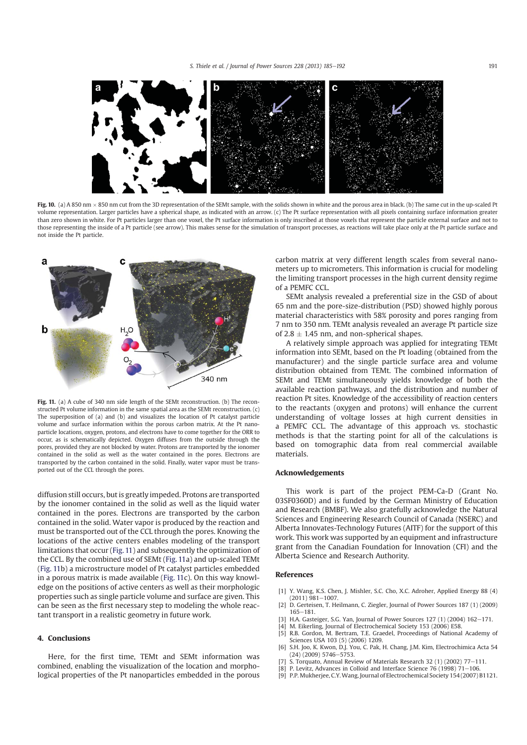**Fig. 10.** (a) A 850 nm × 850 nm cut from the 3D representation of the SEMt sample, with the solids shown in white and the porous area in black. (b) The same cut in the up-scaled Pt volume representation. Larger particles have a spherical shape, as indicated with an arrow. (c) The Pt surface representation with all pixels containing surface information greater than zero shown in white. For Pt particles larger than one voxel, the Pt surface information is only inscribed at those voxels that represent the particle external surface and not to those representing the inside of a Pt particle (see arrow). This makes sense for the simulation of transport processes, as reactions will take place only at the Pt particle surface and not inside the Pt particle.

**Fig. 11.** (a) A cube of 340 nm side length of the SEMt reconstruction. (b) The reconstructed Pt volume information in the same spatial area as the SEMt reconstruction. (c) The superposition of (a) and (b) and visualizes the location of Pt catalyst particle volume and surface information within the porous carbon matrix. At the Pt nanoparticle locations, oxygen, protons, and electrons have to come together for the ORR to occur, as is schematically depicted. Oxygen diffuses from the outside through the pores, provided they are not blocked by water. Protons are transported by the ionomer contained in the solid as well as the water contained in the pores. Electrons are transported by the carbon contained in the solid. Finally, water vapor must be transported out of the CCL through the pores.

diffusion still occurs, but is greatly impeded. Protons are transported by the ionomer contained in the solid as well as the liquid water contained in the pores. Electrons are transported by the carbon contained in the solid. Water vapor is produced by the reaction and must be transported out of the CCL through the pores. Knowing the locations of the active centers enables modeling of the transport limitations that occur (Fig. 11) and subsequently the optimization of the CCL. By the combined use of SEMt (Fig. 11a) and up-scaled TEMt (Fig. 11b) a microstructure model of Pt catalyst particles embedded in a porous matrix is made available (Fig. 11c). On this way knowledge on the positions of active centers as well as their morphologic properties such as single particle volume and surface are given. This can be seen as the first necessary step to modeling the whole reactant transport in a realistic geometry in future work.

## 4. Conclusions

Here, for the first time, TEMt and SEMt information was combined, enabling the visualization of the location and morphological properties of the Pt nanoparticles embedded in the porous carbon matrix at very different length scales from several nanometers up to micrometers. This information is crucial for modeling the limiting transport processes in the high current density regime of a PEMFC CCL.

SEMt analysis revealed a preferential size in the GSD of about 65 nm and the pore-size-distribution (PSD) showed highly porous material characteristics with 58% porosity and pores ranging from 7 nm to 350 nm. TEMt analysis revealed an average Pt particle size of $2.8 \pm 1.45$ nm, and non-spherical shapes.

A relatively simple approach was applied for integrating TEMt information into SEMt, based on the Pt loading (obtained from the manufacturer) and the single particle surface area and volume distribution obtained from TEMt. The combined information of SEMt and TEMt simultaneously yields knowledge of both the available reaction pathways, and the distribution and number of reaction Pt sites. Knowledge of the accessibility of reaction centers to the reactants (oxygen and protons) will enhance the current understanding of voltage losses at high current densities in a PEMFC CCL. The advantage of this approach vs. stochastic methods is that the starting point for all of the calculations is based on tomographic data from real commercial available materials.

## Acknowledgements

This work is part of the project PEM-Ca-D (Grant No. 03SF0360D) and is funded by the German Ministry of Education and Research (BMBF). We also gratefully acknowledge the Natural Sciences and Engineering Research Council of Canada (NSERC) and Alberta Innovates-Technology Futures (AITF) for the support of this work. This work was supported by an equipment and infrastructure grant from the Canadian Foundation for Innovation (CFI) and the Alberta Science and Research Authority.

## References

[1] Y. Wang, K.S. Chen, J. Mishler, S.C. Cho, X.C. Adroher, Applied Energy 88 (4) (2011) 981–1007.
[2] D. Gerteisen, T. Heilmann, C. Ziegler, Journal of Power Sources 187 (1) (2009) 165–181.
[3] H.A. Gasteiger, S.G. Yan, Journal of Power Sources 127 (1) (2004) 162–171.
[4] M. Eikerling, Journal of Electrochemical Society 153 (2006) E58.
[5] R.B. Gordon, M. Bertram, T.E. Graedel, Proceedings of National Academy of Sciences USA 103 (5) (2006) 1209.
[6] S.H. Joo, K. Kwon, D.J. You, C. Pak, H. Chang, J.M. Kim, Electrochimica Acta 54 (24) (2009) 5746–5753.
[7] S. Torquato, Annual Review of Materials Research 32 (1) (2002) 77–111.
[8] P. Levitz, Advances in Colloid and Interface Science 76 (1998) 71–106.
[9] P.P. Mukherjee, C.Y. Wang, Journal of Electrochemical Society 154 (2007) B1121.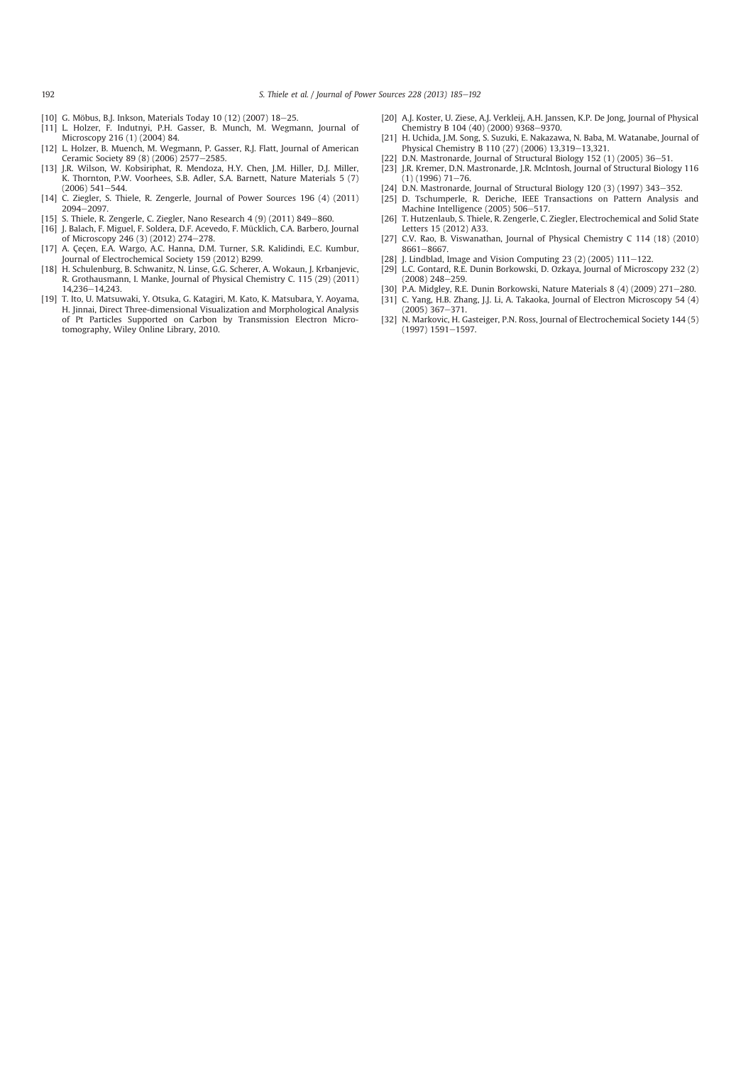[10] G. Möbus, B.J. Inkson, Materials Today 10 (12) (2007) 18–25.

[11] L. Holzer, F. Indutnyi, P.H. Gasser, B. Munch, M. Wegmann, Journal of Microscopy 216 (1) (2004) 84.

[12] L. Holzer, B. Muench, M. Wegmann, P. Gasser, R.J. Flatt, Journal of American Ceramic Society 89 (8) (2006) 2577–2585.

[13] J.R. Wilson, W. Kobsiriphat, R. Mendoza, H.Y. Chen, J.M. Hiller, D.J. Miller, K. Thornton, P.W. Voorhees, S.B. Adler, S.A. Barnett, Nature Materials 5 (7) (2006) 541–544.

[14] C. Ziegler, S. Thiele, R. Zengerle, Journal of Power Sources 196 (4) (2011) 2094–2097.

[15] S. Thiele, R. Zengerle, C. Ziegler, Nano Research 4 (9) (2011) 849–860.

[16] J. Balach, F. Miguel, F. Soldera, D.F. Acevedo, F. Mücklich, C.A. Barbero, Journal of Microscopy 246 (3) (2012) 274–278.

[17] A. Çeçen, E.A. Wargo, A.C. Hanna, D.M. Turner, S.R. Kalidindi, E.C. Kumbur, Journal of Electrochemical Society 159 (2012) B299.

[18] H. Schulenburg, B. Schwanitz, N. Linse, G.G. Scherer, A. Wokaun, J. Krbanjevic, R. Grothausmann, I. Manke, Journal of Physical Chemistry C. 115 (29) (2011) 14,236–14,243.

[19] T. Ito, U. Matsuwaki, Y. Otsuka, G. Katagiri, M. Kato, K. Matsubara, Y. Aoyama, H. Jinnai, Direct Three-dimensional Visualization and Morphological Analysis of Pt Particles Supported on Carbon by Transmission Electron Microtomography, Wiley Online Library, 2010.

[20] A.J. Koster, U. Ziese, A.J. Verkleij, A.H. Janssen, K.P. De Jong, Journal of Physical Chemistry B 104 (40) (2000) 9368–9370.

[21] H. Uchida, J.M. Song, S. Suzuki, E. Nakazawa, N. Baba, M. Watanabe, Journal of Physical Chemistry B 110 (27) (2006) 13,319–13,321.

[22] D.N. Mastronarde, Journal of Structural Biology 152 (1) (2005) 36–51.

[23] J.R. Kremer, D.N. Mastronarde, J.R. McIntosh, Journal of Structural Biology 116 (1) (1996) 71–76.

[24] D.N. Mastronarde, Journal of Structural Biology 120 (3) (1997) 343–352.

[25] D. Tschumperle, R. Deriche, IEEE Transactions on Pattern Analysis and Machine Intelligence (2005) 506–517.

[26] T. Hutzenlaub, S. Thiele, R. Zengerle, C. Ziegler, Electrochemical and Solid State Letters 15 (2012) A33.

[27] C.V. Rao, B. Viswanathan, Journal of Physical Chemistry C 114 (18) (2010) 8661–8667.

[28] J. Lindblad, Image and Vision Computing 23 (2) (2005) 111–122.

[29] L.C. Gontard, R.E. Dunin Borkowski, D. Ozkaya, Journal of Microscopy 232 (2) (2008) 248–259.

[30] P.A. Midgley, R.E. Dunin Borkowski, Nature Materials 8 (4) (2009) 271–280.

[31] C. Yang, H.B. Zhang, J.J. Li, A. Takaoka, Journal of Electron Microscopy 54 (4) (2005) 367–371.

[32] N. Markovic, H. Gasteiger, P.N. Ross, Journal of Electrochemical Society 144 (5) (1997) 1591–1597.